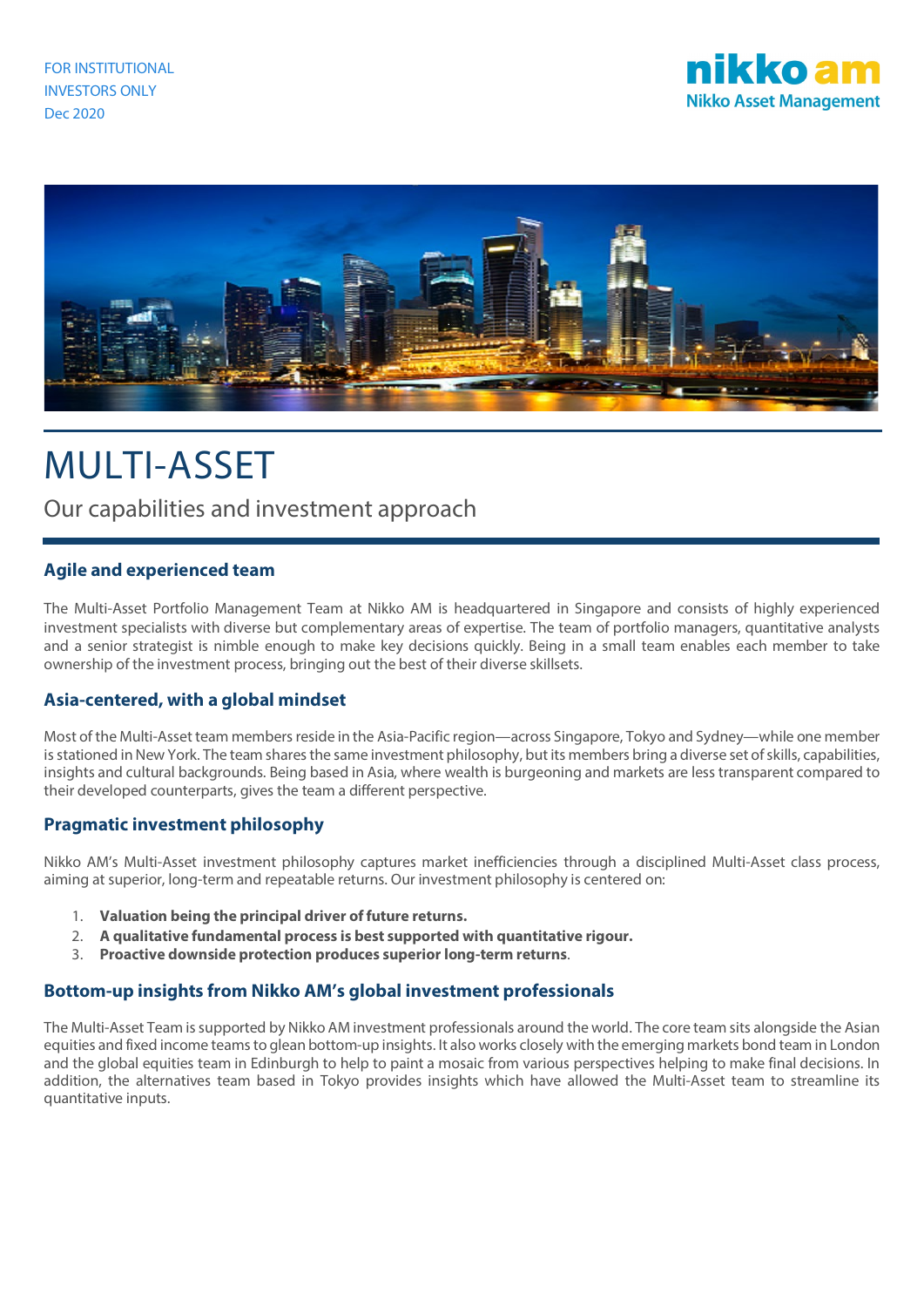FOR INSTITUTIONAL INVESTORS ONLY
Dec 2020

nikko am
Nikko Asset Management

# MULTI-ASSET

## Our capabilities and investment approach

### Agile and experienced team

The Multi-Asset Portfolio Management Team at Nikko AM is headquartered in Singapore and consists of highly experienced investment specialists with diverse but complementary areas of expertise. The team of portfolio managers, quantitative analysts and a senior strategist is nimble enough to make key decisions quickly. Being in a small team enables each member to take ownership of the investment process, bringing out the best of their diverse skillsets.

### Asia-centered, with a global mindset

Most of the Multi-Asset team members reside in the Asia-Pacific region—across Singapore, Tokyo and Sydney—while one member is stationed in New York. The team shares the same investment philosophy, but its members bring a diverse set of skills, capabilities, insights and cultural backgrounds. Being based in Asia, where wealth is burgeoning and markets are less transparent compared to their developed counterparts, gives the team a different perspective.

### Pragmatic investment philosophy

Nikko AM's Multi-Asset investment philosophy captures market inefficiencies through a disciplined Multi-Asset class process, aiming at superior, long-term and repeatable returns. Our investment philosophy is centered on:

1. **Valuation being the principal driver of future returns.**
2. **A qualitative fundamental process is best supported with quantitative rigour.**
3. **Proactive downside protection produces superior long-term returns**.

### Bottom-up insights from Nikko AM's global investment professionals

The Multi-Asset Team is supported by Nikko AM investment professionals around the world. The core team sits alongside the Asian equities and fixed income teams to glean bottom-up insights. It also works closely with the emerging markets bond team in London and the global equities team in Edinburgh to help to paint a mosaic from various perspectives helping to make final decisions. In addition, the alternatives team based in Tokyo provides insights which have allowed the Multi-Asset team to streamline its quantitative inputs.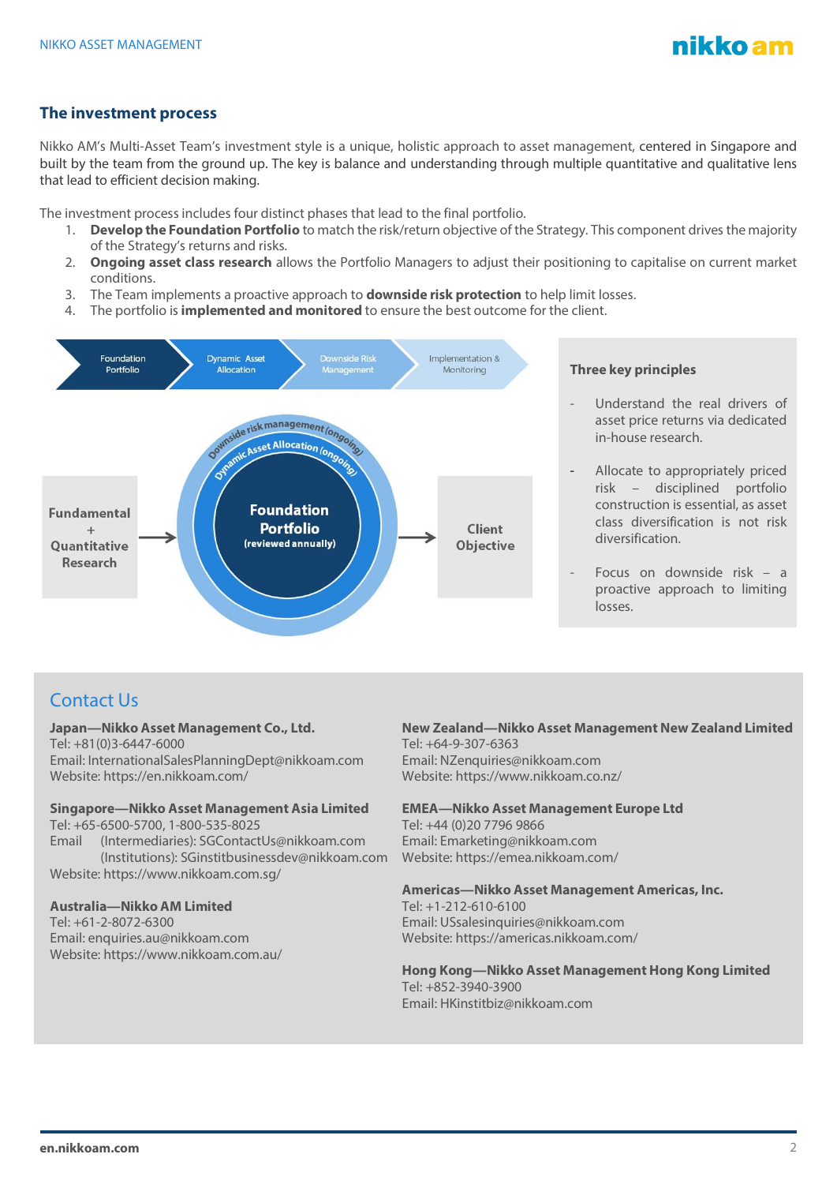## The investment process

Nikko AM's Multi-Asset Team's investment style is a unique, holistic approach to asset management, centered in Singapore and built by the team from the ground up. The key is balance and understanding through multiple quantitative and qualitative lens that lead to efficient decision making.

The investment process includes four distinct phases that lead to the final portfolio.

1. **Develop the Foundation Portfolio** to match the risk/return objective of the Strategy. This component drives the majority of the Strategy's returns and risks.
2. **Ongoing asset class research** allows the Portfolio Managers to adjust their positioning to capitalise on current market conditions.
3. The Team implements a proactive approach to **downside risk protection** to help limit losses.
4. The portfolio is **implemented and monitored** to ensure the best outcome for the client.

Foundation Portfolio → Dynamic Asset Allocation → Downside Risk Management → Implementation & Monitoring

Fundamental + Quantitative Research → Foundation Portfolio (reviewed annually) / Dynamic Asset Allocation (ongoing) / Downside risk management (ongoing) → Client Objective

**Three key principles**

- Understand the real drivers of asset price returns via dedicated in-house research.
- Allocate to appropriately priced risk – disciplined portfolio construction is essential, as asset class diversification is not risk diversification.
- Focus on downside risk – a proactive approach to limiting losses.

## Contact Us

**Japan—Nikko Asset Management Co., Ltd.**
Tel: +81(0)3-6447-6000
Email: InternationalSalesPlanningDept@nikkoam.com
Website: https://en.nikkoam.com/

**Singapore—Nikko Asset Management Asia Limited**
Tel: +65-6500-5700, 1-800-535-8025
Email (Intermediaries): SGContactUs@nikkoam.com
(Institutions): SGinstitbusinessdev@nikkoam.com
Website: https://www.nikkoam.com.sg/

**Australia—Nikko AM Limited**
Tel: +61-2-8072-6300
Email: enquiries.au@nikkoam.com
Website: https://www.nikkoam.com.au/

**New Zealand—Nikko Asset Management New Zealand Limited**
Tel: +64-9-307-6363
Email: NZenquiries@nikkoam.com
Website: https://www.nikkoam.co.nz/

**EMEA—Nikko Asset Management Europe Ltd**
Tel: +44 (0)20 7796 9866
Email: Emarketing@nikkoam.com
Website: https://emea.nikkoam.com/

**Americas—Nikko Asset Management Americas, Inc.**
Tel: +1-212-610-6100
Email: USsalesinquiries@nikkoam.com
Website: https://americas.nikkoam.com/

**Hong Kong—Nikko Asset Management Hong Kong Limited**
Tel: +852-3940-3900
Email: HKinstitbiz@nikkoam.com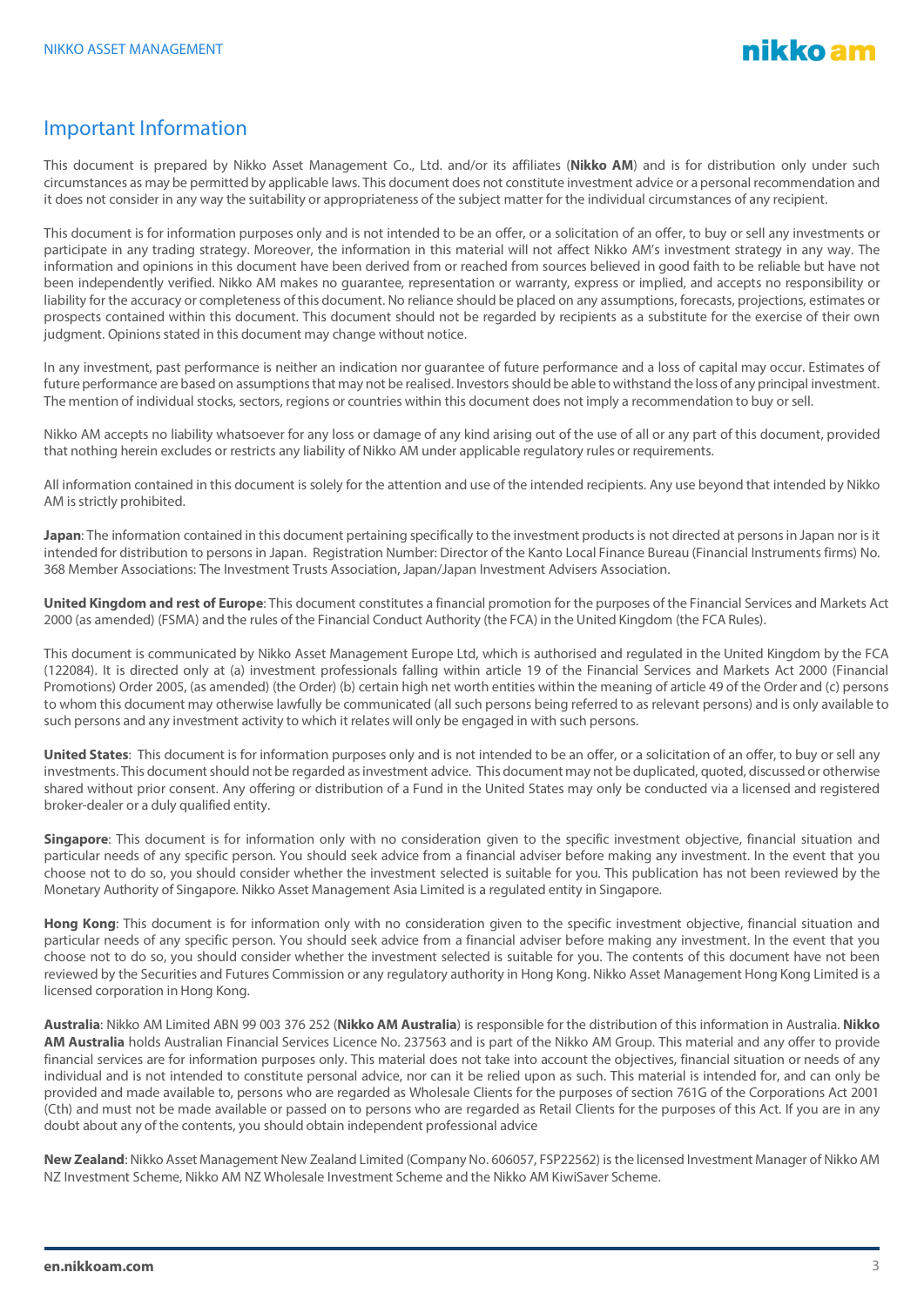## Important Information

This document is prepared by Nikko Asset Management Co., Ltd. and/or its affiliates (**Nikko AM**) and is for distribution only under such circumstances as may be permitted by applicable laws. This document does not constitute investment advice or a personal recommendation and it does not consider in any way the suitability or appropriateness of the subject matter for the individual circumstances of any recipient.

This document is for information purposes only and is not intended to be an offer, or a solicitation of an offer, to buy or sell any investments or participate in any trading strategy. Moreover, the information in this material will not affect Nikko AM's investment strategy in any way. The information and opinions in this document have been derived from or reached from sources believed in good faith to be reliable but have not been independently verified. Nikko AM makes no guarantee, representation or warranty, express or implied, and accepts no responsibility or liability for the accuracy or completeness of this document. No reliance should be placed on any assumptions, forecasts, projections, estimates or prospects contained within this document. This document should not be regarded by recipients as a substitute for the exercise of their own judgment. Opinions stated in this document may change without notice.

In any investment, past performance is neither an indication nor guarantee of future performance and a loss of capital may occur. Estimates of future performance are based on assumptions that may not be realised. Investors should be able to withstand the loss of any principal investment. The mention of individual stocks, sectors, regions or countries within this document does not imply a recommendation to buy or sell.

Nikko AM accepts no liability whatsoever for any loss or damage of any kind arising out of the use of all or any part of this document, provided that nothing herein excludes or restricts any liability of Nikko AM under applicable regulatory rules or requirements.

All information contained in this document is solely for the attention and use of the intended recipients. Any use beyond that intended by Nikko AM is strictly prohibited.

**Japan**: The information contained in this document pertaining specifically to the investment products is not directed at persons in Japan nor is it intended for distribution to persons in Japan. Registration Number: Director of the Kanto Local Finance Bureau (Financial Instruments firms) No. 368 Member Associations: The Investment Trusts Association, Japan/Japan Investment Advisers Association.

**United Kingdom and rest of Europe**: This document constitutes a financial promotion for the purposes of the Financial Services and Markets Act 2000 (as amended) (FSMA) and the rules of the Financial Conduct Authority (the FCA) in the United Kingdom (the FCA Rules).

This document is communicated by Nikko Asset Management Europe Ltd, which is authorised and regulated in the United Kingdom by the FCA (122084). It is directed only at (a) investment professionals falling within article 19 of the Financial Services and Markets Act 2000 (Financial Promotions) Order 2005, (as amended) (the Order) (b) certain high net worth entities within the meaning of article 49 of the Order and (c) persons to whom this document may otherwise lawfully be communicated (all such persons being referred to as relevant persons) and is only available to such persons and any investment activity to which it relates will only be engaged in with such persons.

**United States**: This document is for information purposes only and is not intended to be an offer, or a solicitation of an offer, to buy or sell any investments. This document should not be regarded as investment advice. This document may not be duplicated, quoted, discussed or otherwise shared without prior consent. Any offering or distribution of a Fund in the United States may only be conducted via a licensed and registered broker-dealer or a duly qualified entity.

**Singapore**: This document is for information only with no consideration given to the specific investment objective, financial situation and particular needs of any specific person. You should seek advice from a financial adviser before making any investment. In the event that you choose not to do so, you should consider whether the investment selected is suitable for you. This publication has not been reviewed by the Monetary Authority of Singapore. Nikko Asset Management Asia Limited is a regulated entity in Singapore.

**Hong Kong**: This document is for information only with no consideration given to the specific investment objective, financial situation and particular needs of any specific person. You should seek advice from a financial adviser before making any investment. In the event that you choose not to do so, you should consider whether the investment selected is suitable for you. The contents of this document have not been reviewed by the Securities and Futures Commission or any regulatory authority in Hong Kong. Nikko Asset Management Hong Kong Limited is a licensed corporation in Hong Kong.

**Australia**: Nikko AM Limited ABN 99 003 376 252 (**Nikko AM Australia**) is responsible for the distribution of this information in Australia. **Nikko AM Australia** holds Australian Financial Services Licence No. 237563 and is part of the Nikko AM Group. This material and any offer to provide financial services are for information purposes only. This material does not take into account the objectives, financial situation or needs of any individual and is not intended to constitute personal advice, nor can it be relied upon as such. This material is intended for, and can only be provided and made available to, persons who are regarded as Wholesale Clients for the purposes of section 761G of the Corporations Act 2001 (Cth) and must not be made available or passed on to persons who are regarded as Retail Clients for the purposes of this Act. If you are in any doubt about any of the contents, you should obtain independent professional advice

**New Zealand**: Nikko Asset Management New Zealand Limited (Company No. 606057, FSP22562) is the licensed Investment Manager of Nikko AM NZ Investment Scheme, Nikko AM NZ Wholesale Investment Scheme and the Nikko AM KiwiSaver Scheme.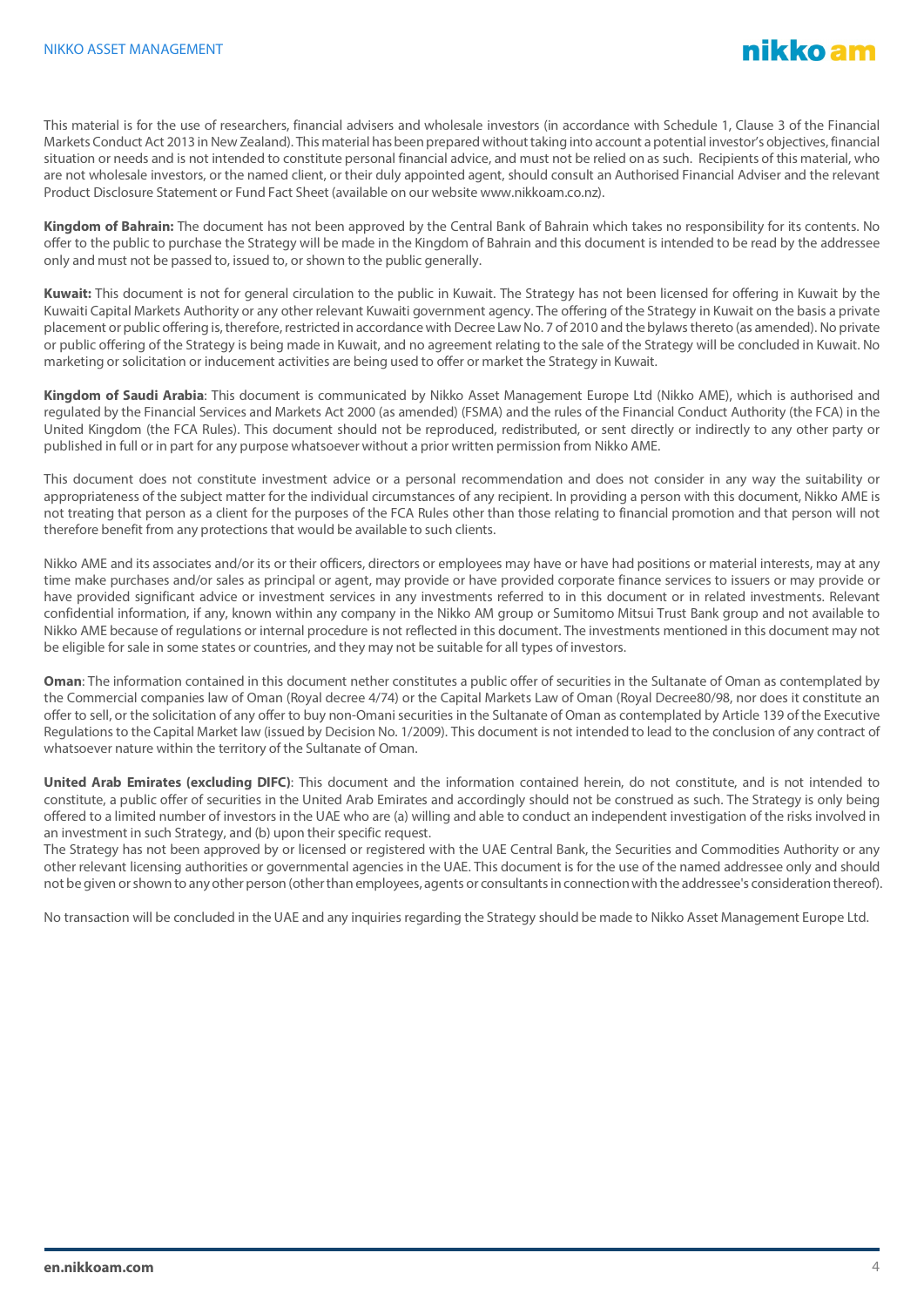This material is for the use of researchers, financial advisers and wholesale investors (in accordance with Schedule 1, Clause 3 of the Financial Markets Conduct Act 2013 in New Zealand). This material has been prepared without taking into account a potential investor's objectives, financial situation or needs and is not intended to constitute personal financial advice, and must not be relied on as such. Recipients of this material, who are not wholesale investors, or the named client, or their duly appointed agent, should consult an Authorised Financial Adviser and the relevant Product Disclosure Statement or Fund Fact Sheet (available on our website www.nikkoam.co.nz).

**Kingdom of Bahrain:** The document has not been approved by the Central Bank of Bahrain which takes no responsibility for its contents. No offer to the public to purchase the Strategy will be made in the Kingdom of Bahrain and this document is intended to be read by the addressee only and must not be passed to, issued to, or shown to the public generally.

**Kuwait:** This document is not for general circulation to the public in Kuwait. The Strategy has not been licensed for offering in Kuwait by the Kuwaiti Capital Markets Authority or any other relevant Kuwaiti government agency. The offering of the Strategy in Kuwait on the basis a private placement or public offering is, therefore, restricted in accordance with Decree Law No. 7 of 2010 and the bylaws thereto (as amended). No private or public offering of the Strategy is being made in Kuwait, and no agreement relating to the sale of the Strategy will be concluded in Kuwait. No marketing or solicitation or inducement activities are being used to offer or market the Strategy in Kuwait.

**Kingdom of Saudi Arabia**: This document is communicated by Nikko Asset Management Europe Ltd (Nikko AME), which is authorised and regulated by the Financial Services and Markets Act 2000 (as amended) (FSMA) and the rules of the Financial Conduct Authority (the FCA) in the United Kingdom (the FCA Rules). This document should not be reproduced, redistributed, or sent directly or indirectly to any other party or published in full or in part for any purpose whatsoever without a prior written permission from Nikko AME.

This document does not constitute investment advice or a personal recommendation and does not consider in any way the suitability or appropriateness of the subject matter for the individual circumstances of any recipient. In providing a person with this document, Nikko AME is not treating that person as a client for the purposes of the FCA Rules other than those relating to financial promotion and that person will not therefore benefit from any protections that would be available to such clients.

Nikko AME and its associates and/or its or their officers, directors or employees may have or have had positions or material interests, may at any time make purchases and/or sales as principal or agent, may provide or have provided corporate finance services to issuers or may provide or have provided significant advice or investment services in any investments referred to in this document or in related investments. Relevant confidential information, if any, known within any company in the Nikko AM group or Sumitomo Mitsui Trust Bank group and not available to Nikko AME because of regulations or internal procedure is not reflected in this document. The investments mentioned in this document may not be eligible for sale in some states or countries, and they may not be suitable for all types of investors.

**Oman**: The information contained in this document nether constitutes a public offer of securities in the Sultanate of Oman as contemplated by the Commercial companies law of Oman (Royal decree 4/74) or the Capital Markets Law of Oman (Royal Decree80/98, nor does it constitute an offer to sell, or the solicitation of any offer to buy non-Omani securities in the Sultanate of Oman as contemplated by Article 139 of the Executive Regulations to the Capital Market law (issued by Decision No. 1/2009). This document is not intended to lead to the conclusion of any contract of whatsoever nature within the territory of the Sultanate of Oman.

**United Arab Emirates (excluding DIFC)**: This document and the information contained herein, do not constitute, and is not intended to constitute, a public offer of securities in the United Arab Emirates and accordingly should not be construed as such. The Strategy is only being offered to a limited number of investors in the UAE who are (a) willing and able to conduct an independent investigation of the risks involved in an investment in such Strategy, and (b) upon their specific request.
The Strategy has not been approved by or licensed or registered with the UAE Central Bank, the Securities and Commodities Authority or any other relevant licensing authorities or governmental agencies in the UAE. This document is for the use of the named addressee only and should not be given or shown to any other person (other than employees, agents or consultants in connection with the addressee's consideration thereof).

No transaction will be concluded in the UAE and any inquiries regarding the Strategy should be made to Nikko Asset Management Europe Ltd.